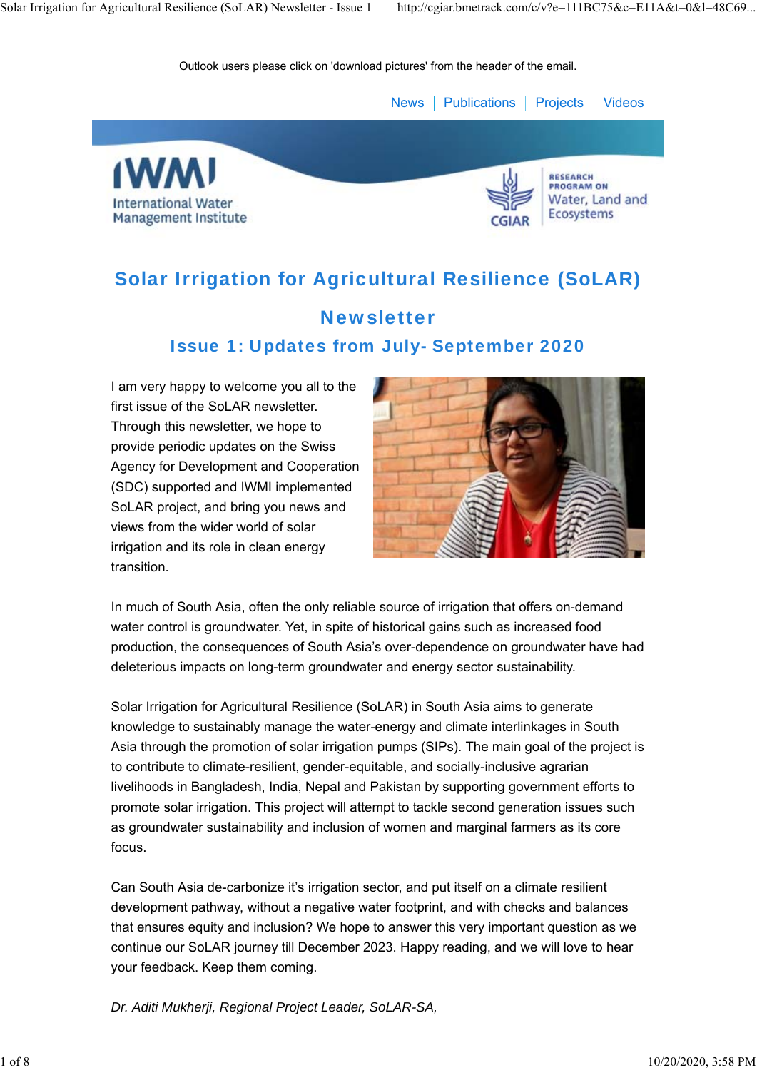Outlook users please click on 'download pictures' from the header of the email.

News | Publications | Projects | Videos

# Solar Irrigation for Agricultural Resilience (SoLAR) Newsletter

## Issue 1: Updates from July- September 2020

I am very happy to welcome you all to the first issue of the SoLAR newsletter. Through this newsletter, we hope to provide periodic updates on the Swiss Agency for Development and Cooperation (SDC) supported and IWMI implemented SoLAR project, and bring you news and views from the wider world of solar irrigation and its role in clean energy transition.

In much of South Asia, often the only reliable source of irrigation that offers on-demand water control is groundwater. Yet, in spite of historical gains such as increased food production, the consequences of South Asia's over-dependence on groundwater have had deleterious impacts on long-term groundwater and energy sector sustainability.

Solar Irrigation for Agricultural Resilience (SoLAR) in South Asia aims to generate knowledge to sustainably manage the water-energy and climate interlinkages in South Asia through the promotion of solar irrigation pumps (SIPs). The main goal of the project is to contribute to climate-resilient, gender-equitable, and socially-inclusive agrarian livelihoods in Bangladesh, India, Nepal and Pakistan by supporting government efforts to promote solar irrigation. This project will attempt to tackle second generation issues such as groundwater sustainability and inclusion of women and marginal farmers as its core focus.

Can South Asia de-carbonize it's irrigation sector, and put itself on a climate resilient development pathway, without a negative water footprint, and with checks and balances that ensures equity and inclusion? We hope to answer this very important question as we continue our SoLAR journey till December 2023. Happy reading, and we will love to hear your feedback. Keep them coming.

*Dr. Aditi Mukherji, Regional Project Leader, SoLAR-SA,*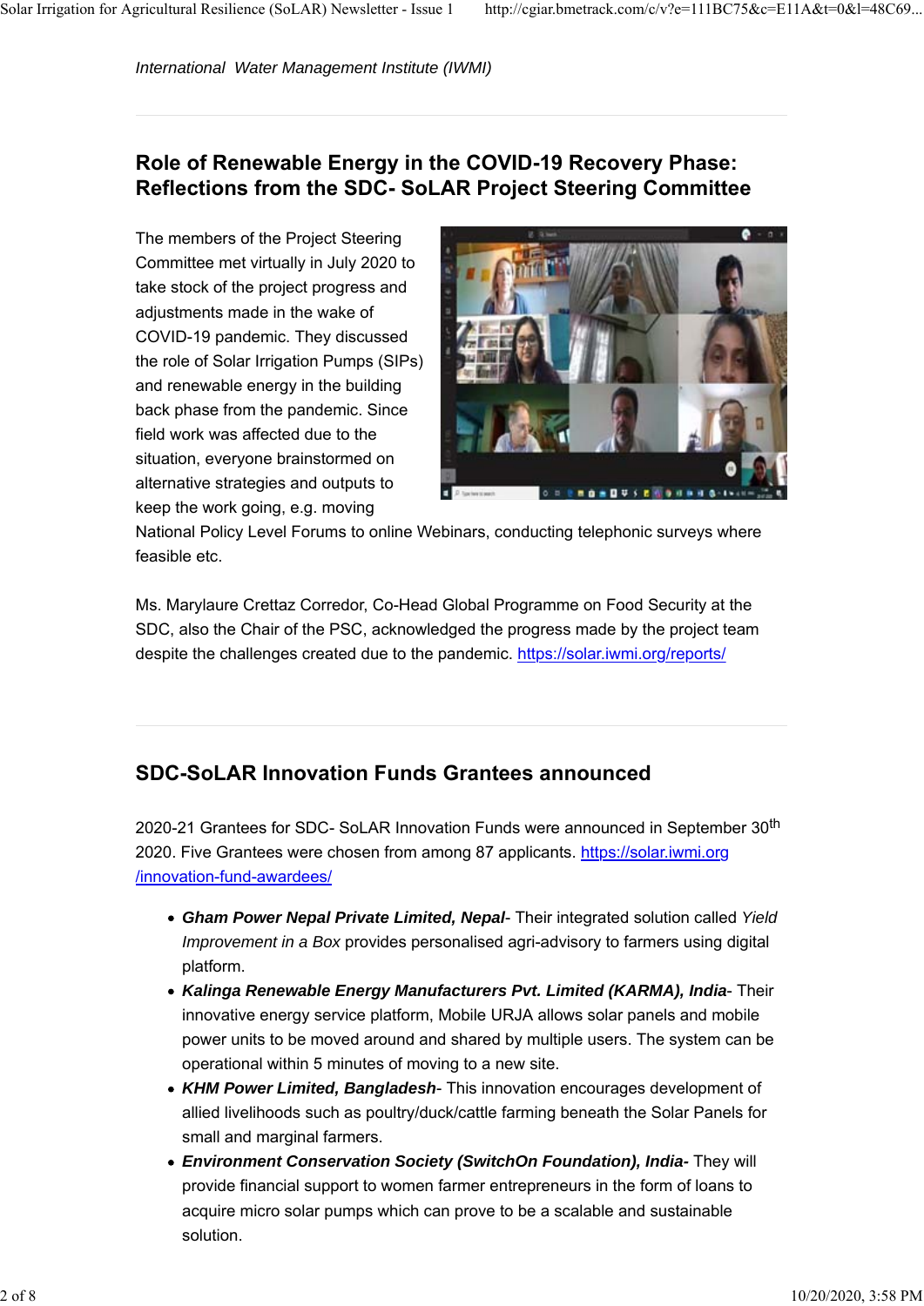*International Water Management Institute (IWMI)*

## Role of Renewable Energy in the COVID-19 Recovery Phase: Reflections from the SDC- SoLAR Project Steering Committee

The members of the Project Steering Committee met virtually in July 2020 to take stock of the project progress and adjustments made in the wake of COVID-19 pandemic. They discussed the role of Solar Irrigation Pumps (SIPs) and renewable energy in the building back phase from the pandemic. Since field work was affected due to the situation, everyone brainstormed on alternative strategies and outputs to keep the work going, e.g. moving National Policy Level Forums to online Webinars, conducting telephonic surveys where feasible etc.

Ms. Marylaure Crettaz Corredor, Co-Head Global Programme on Food Security at the SDC, also the Chair of the PSC, acknowledged the progress made by the project team despite the challenges created due to the pandemic. [https://solar.iwmi.org/reports/](https://solar.iwmi.org/reports/)

## SDC-SoLAR Innovation Funds Grantees announced

2020-21 Grantees for SDC- SoLAR Innovation Funds were announced in September 30th 2020. Five Grantees were chosen from among 87 applicants. [https://solar.iwmi.org/innovation-fund-awardees/](https://solar.iwmi.org/innovation-fund-awardees/)

- ***Gham Power Nepal Private Limited, Nepal***- Their integrated solution called *Yield Improvement in a Box* provides personalised agri-advisory to farmers using digital platform.
- ***Kalinga Renewable Energy Manufacturers Pvt. Limited (KARMA), India***- Their innovative energy service platform, Mobile URJA allows solar panels and mobile power units to be moved around and shared by multiple users. The system can be operational within 5 minutes of moving to a new site.
- ***KHM Power Limited, Bangladesh***- This innovation encourages development of allied livelihoods such as poultry/duck/cattle farming beneath the Solar Panels for small and marginal farmers.
- ***Environment Conservation Society (SwitchOn Foundation), India-*** They will provide financial support to women farmer entrepreneurs in the form of loans to acquire micro solar pumps which can prove to be a scalable and sustainable solution.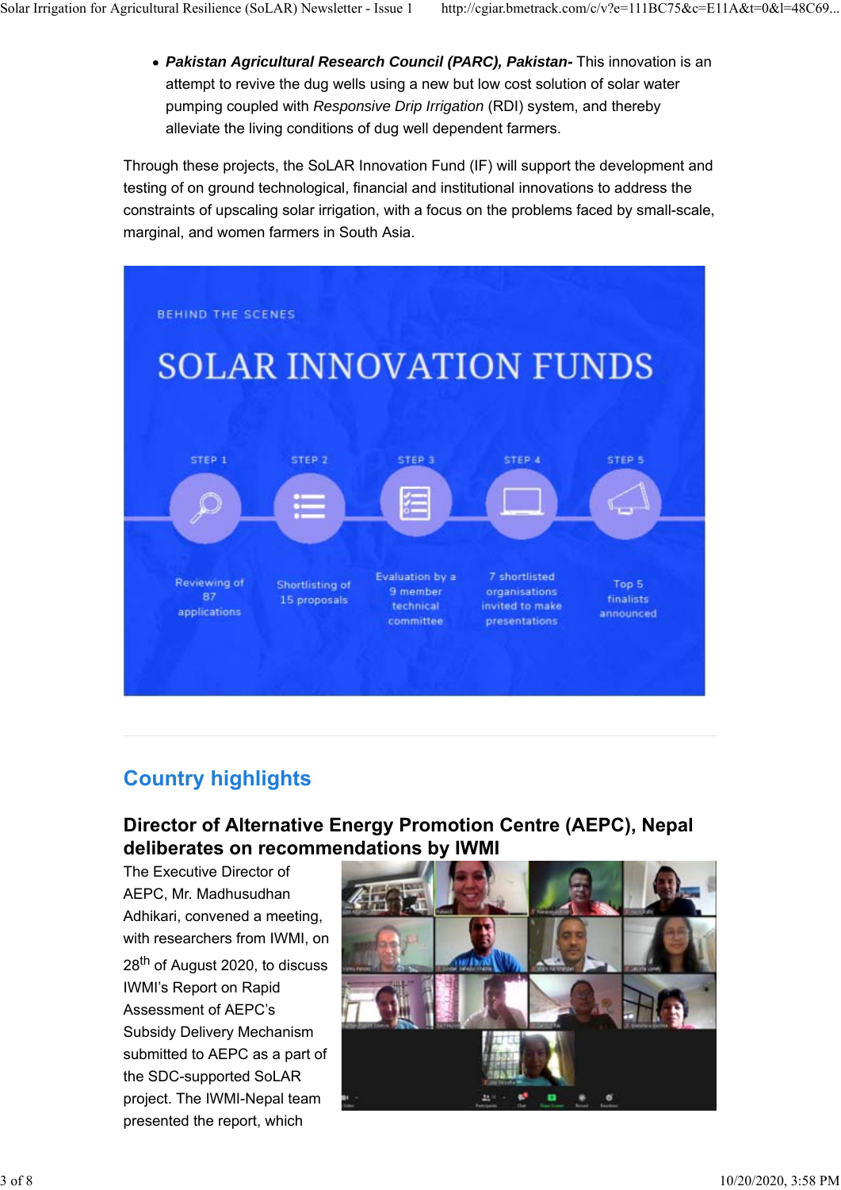- ***Pakistan Agricultural Research Council (PARC), Pakistan-*** This innovation is an attempt to revive the dug wells using a new but low cost solution of solar water pumping coupled with *Responsive Drip Irrigation* (RDI) system, and thereby alleviate the living conditions of dug well dependent farmers.

Through these projects, the SoLAR Innovation Fund (IF) will support the development and testing of on ground technological, financial and institutional innovations to address the constraints of upscaling solar irrigation, with a focus on the problems faced by small-scale, marginal, and women farmers in South Asia.

BEHIND THE SCENES

SOLAR INNOVATION FUNDS

| STEP 1 | STEP 2 | STEP 3 | STEP 4 | STEP 5 |
|---|---|---|---|---|
| Reviewing of 87 applications | Shortlisting of 15 proposals | Evaluation by a 9 member technical committee | 7 shortlisted organisations invited to make presentations | Top 5 finalists announced |

---

## Country highlights

### Director of Alternative Energy Promotion Centre (AEPC), Nepal deliberates on recommendations by IWMI

The Executive Director of AEPC, Mr. Madhusudhan Adhikari, convened a meeting, with researchers from IWMI, on 28th of August 2020, to discuss IWMI's Report on Rapid Assessment of AEPC's Subsidy Delivery Mechanism submitted to AEPC as a part of the SDC-supported SoLAR project. The IWMI-Nepal team presented the report, which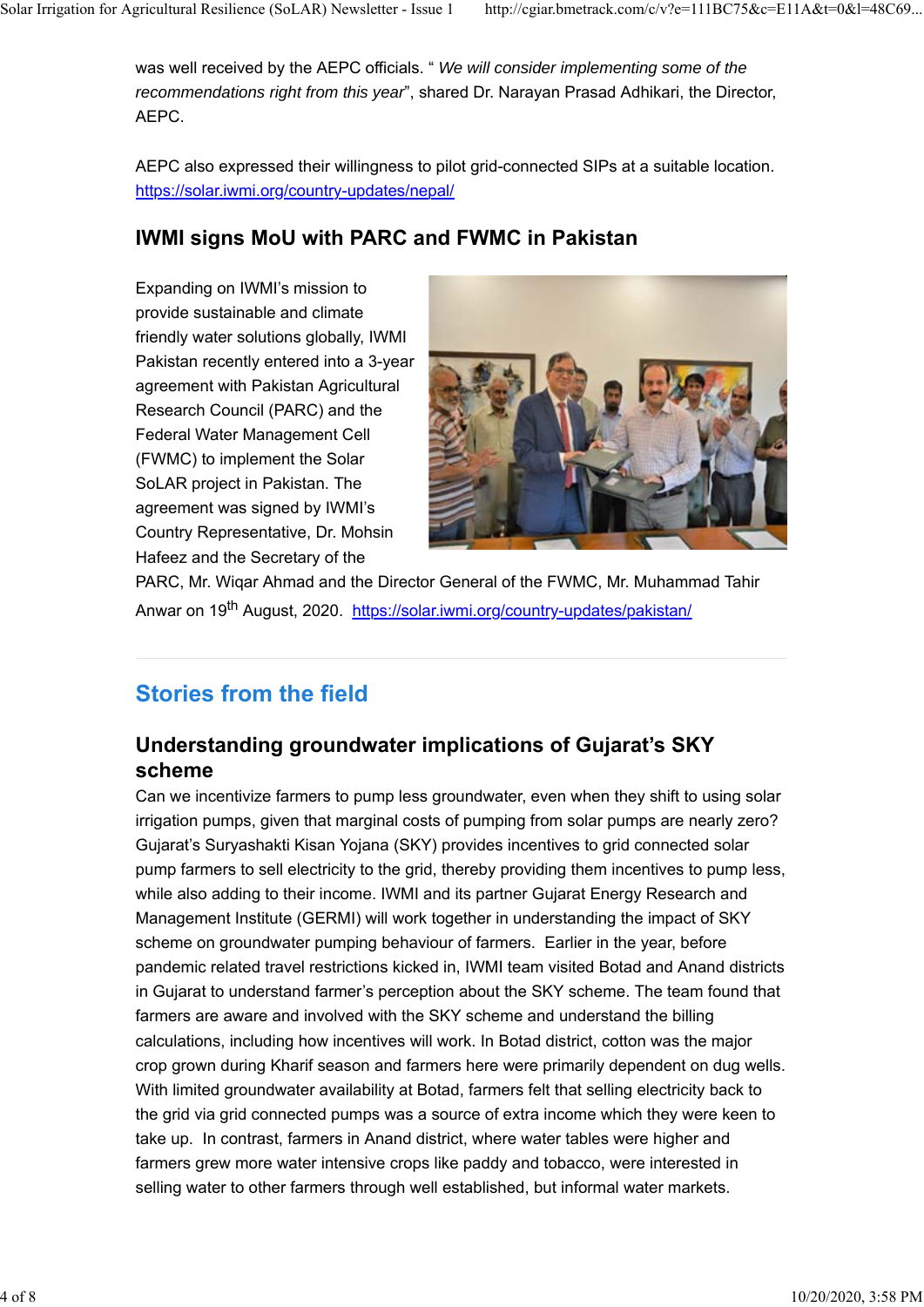was well received by the AEPC officials. " *We will consider implementing some of the recommendations right from this year*", shared Dr. Narayan Prasad Adhikari, the Director, AEPC.

AEPC also expressed their willingness to pilot grid-connected SIPs at a suitable location. https://solar.iwmi.org/country-updates/nepal/

### IWMI signs MoU with PARC and FWMC in Pakistan

Expanding on IWMI's mission to provide sustainable and climate friendly water solutions globally, IWMI Pakistan recently entered into a 3-year agreement with Pakistan Agricultural Research Council (PARC) and the Federal Water Management Cell (FWMC) to implement the Solar SoLAR project in Pakistan. The agreement was signed by IWMI's Country Representative, Dr. Mohsin Hafeez and the Secretary of the PARC, Mr. Wiqar Ahmad and the Director General of the FWMC, Mr. Muhammad Tahir Anwar on 19th August, 2020. https://solar.iwmi.org/country-updates/pakistan/

## Stories from the field

### Understanding groundwater implications of Gujarat's SKY scheme

Can we incentivize farmers to pump less groundwater, even when they shift to using solar irrigation pumps, given that marginal costs of pumping from solar pumps are nearly zero? Gujarat's Suryashakti Kisan Yojana (SKY) provides incentives to grid connected solar pump farmers to sell electricity to the grid, thereby providing them incentives to pump less, while also adding to their income. IWMI and its partner Gujarat Energy Research and Management Institute (GERMI) will work together in understanding the impact of SKY scheme on groundwater pumping behaviour of farmers. Earlier in the year, before pandemic related travel restrictions kicked in, IWMI team visited Botad and Anand districts in Gujarat to understand farmer's perception about the SKY scheme. The team found that farmers are aware and involved with the SKY scheme and understand the billing calculations, including how incentives will work. In Botad district, cotton was the major crop grown during Kharif season and farmers here were primarily dependent on dug wells. With limited groundwater availability at Botad, farmers felt that selling electricity back to the grid via grid connected pumps was a source of extra income which they were keen to take up. In contrast, farmers in Anand district, where water tables were higher and farmers grew more water intensive crops like paddy and tobacco, were interested in selling water to other farmers through well established, but informal water markets.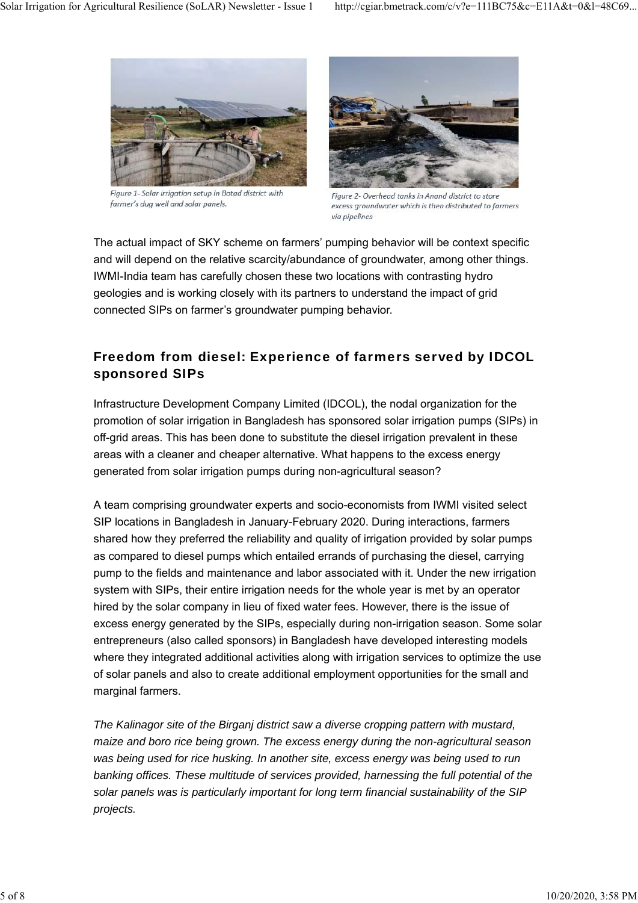Figure 1- Solar irrigation setup in Botad district with farmer's dug well and solar panels.

Figure 2- Overhead tanks in Anand district to store excess groundwater which is then distributed to farmers via pipelines

The actual impact of SKY scheme on farmers' pumping behavior will be context specific and will depend on the relative scarcity/abundance of groundwater, among other things. IWMI-India team has carefully chosen these two locations with contrasting hydro geologies and is working closely with its partners to understand the impact of grid connected SIPs on farmer's groundwater pumping behavior.

## Freedom from diesel: Experience of farmers served by IDCOL sponsored SIPs

Infrastructure Development Company Limited (IDCOL), the nodal organization for the promotion of solar irrigation in Bangladesh has sponsored solar irrigation pumps (SIPs) in off-grid areas. This has been done to substitute the diesel irrigation prevalent in these areas with a cleaner and cheaper alternative. What happens to the excess energy generated from solar irrigation pumps during non-agricultural season?

A team comprising groundwater experts and socio-economists from IWMI visited select SIP locations in Bangladesh in January-February 2020. During interactions, farmers shared how they preferred the reliability and quality of irrigation provided by solar pumps as compared to diesel pumps which entailed errands of purchasing the diesel, carrying pump to the fields and maintenance and labor associated with it. Under the new irrigation system with SIPs, their entire irrigation needs for the whole year is met by an operator hired by the solar company in lieu of fixed water fees. However, there is the issue of excess energy generated by the SIPs, especially during non-irrigation season. Some solar entrepreneurs (also called sponsors) in Bangladesh have developed interesting models where they integrated additional activities along with irrigation services to optimize the use of solar panels and also to create additional employment opportunities for the small and marginal farmers.

*The Kalinagor site of the Birganj district saw a diverse cropping pattern with mustard, maize and boro rice being grown. The excess energy during the non-agricultural season was being used for rice husking. In another site, excess energy was being used to run banking offices. These multitude of services provided, harnessing the full potential of the solar panels was is particularly important for long term financial sustainability of the SIP projects.*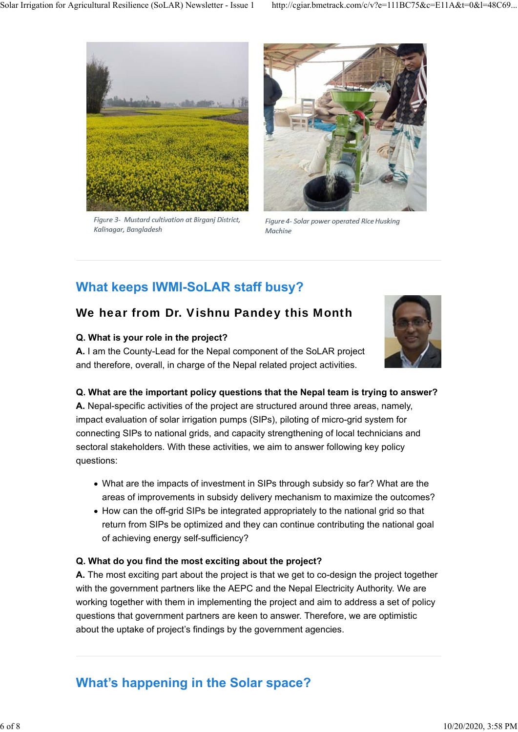Figure 3- Mustard cultivation at Birganj District, Kalinagar, Bangladesh

Figure 4- Solar power operated Rice Husking Machine

## What keeps IWMI-SoLAR staff busy?

### We hear from Dr. Vishnu Pandey this Month

**Q. What is your role in the project?**
**A.** I am the County-Lead for the Nepal component of the SoLAR project and therefore, overall, in charge of the Nepal related project activities.

**Q. What are the important policy questions that the Nepal team is trying to answer?**
**A.** Nepal-specific activities of the project are structured around three areas, namely, impact evaluation of solar irrigation pumps (SIPs), piloting of micro-grid system for connecting SIPs to national grids, and capacity strengthening of local technicians and sectoral stakeholders. With these activities, we aim to answer following key policy questions:

- What are the impacts of investment in SIPs through subsidy so far? What are the areas of improvements in subsidy delivery mechanism to maximize the outcomes?
- How can the off-grid SIPs be integrated appropriately to the national grid so that return from SIPs be optimized and they can continue contributing the national goal of achieving energy self-sufficiency?

**Q. What do you find the most exciting about the project?**
**A.** The most exciting part about the project is that we get to co-design the project together with the government partners like the AEPC and the Nepal Electricity Authority. We are working together with them in implementing the project and aim to address a set of policy questions that government partners are keen to answer. Therefore, we are optimistic about the uptake of project's findings by the government agencies.

## What's happening in the Solar space?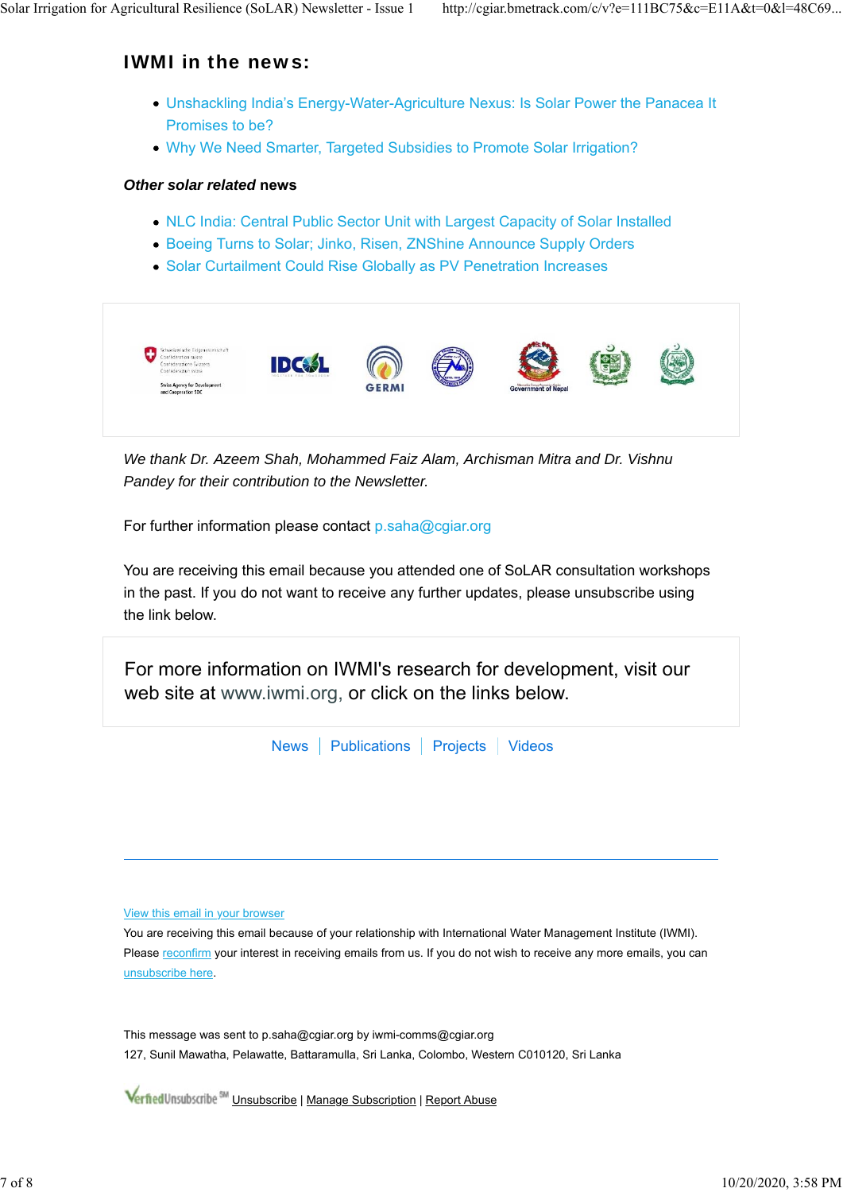## IWMI in the news:

- Unshackling India's Energy-Water-Agriculture Nexus: Is Solar Power the Panacea It Promises to be?
- Why We Need Smarter, Targeted Subsidies to Promote Solar Irrigation?

***Other solar related* news**

- NLC India: Central Public Sector Unit with Largest Capacity of Solar Installed
- Boeing Turns to Solar; Jinko, Risen, ZNShine Announce Supply Orders
- Solar Curtailment Could Rise Globally as PV Penetration Increases

*We thank Dr. Azeem Shah, Mohammed Faiz Alam, Archisman Mitra and Dr. Vishnu Pandey for their contribution to the Newsletter.*

For further information please contact p.saha@cgiar.org

You are receiving this email because you attended one of SoLAR consultation workshops in the past. If you do not want to receive any further updates, please unsubscribe using the link below.

For more information on IWMI's research for development, visit our web site at www.iwmi.org, or click on the links below.

News | Publications | Projects | Videos

---

View this email in your browser

You are receiving this email because of your relationship with International Water Management Institute (IWMI). Please reconfirm your interest in receiving emails from us. If you do not wish to receive any more emails, you can unsubscribe here.

This message was sent to p.saha@cgiar.org by iwmi-comms@cgiar.org

127, Sunil Mawatha, Pelawatte, Battaramulla, Sri Lanka, Colombo, Western C010120, Sri Lanka

Unsubscribe | Manage Subscription | Report Abuse